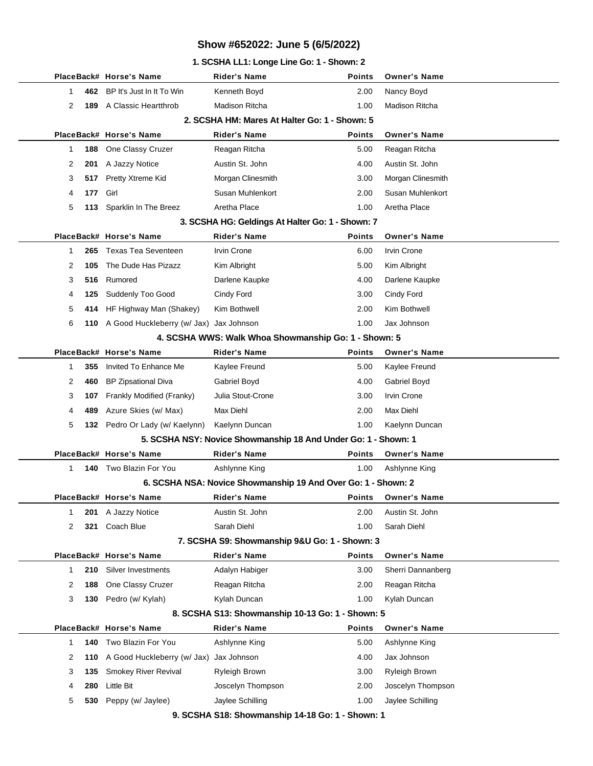# Show #652022: June 5 (6/5/2022)

## 1. SCSHA LL1: Longe Line Go: 1 - Shown: 2

| Place | Back# | Horse's Name | Rider's Name | Points | Owner's Name |
|---|---|---|---|---|---|
| 1 | 462 | BP It's Just In It To Win | Kenneth Boyd | 2.00 | Nancy Boyd |
| 2 | 189 | A Classic Heartthrob | Madison Ritcha | 1.00 | Madison Ritcha |

## 2. SCSHA HM: Mares At Halter Go: 1 - Shown: 5

| Place | Back# | Horse's Name | Rider's Name | Points | Owner's Name |
|---|---|---|---|---|---|
| 1 | 188 | One Classy Cruzer | Reagan Ritcha | 5.00 | Reagan Ritcha |
| 2 | 201 | A Jazzy Notice | Austin St. John | 4.00 | Austin St. John |
| 3 | 517 | Pretty Xtreme Kid | Morgan Clinesmith | 3.00 | Morgan Clinesmith |
| 4 | 177 | Girl | Susan Muhlenkort | 2.00 | Susan Muhlenkort |
| 5 | 113 | Sparklin In The Breez | Aretha Place | 1.00 | Aretha Place |

## 3. SCSHA HG: Geldings At Halter Go: 1 - Shown: 7

| Place | Back# | Horse's Name | Rider's Name | Points | Owner's Name |
|---|---|---|---|---|---|
| 1 | 265 | Texas Tea Seventeen | Irvin Crone | 6.00 | Irvin Crone |
| 2 | 105 | The Dude Has Pizazz | Kim Albright | 5.00 | Kim Albright |
| 3 | 516 | Rumored | Darlene Kaupke | 4.00 | Darlene Kaupke |
| 4 | 125 | Suddenly Too Good | Cindy Ford | 3.00 | Cindy Ford |
| 5 | 414 | HF Highway Man (Shakey) | Kim Bothwell | 2.00 | Kim Bothwell |
| 6 | 110 | A Good Huckleberry (w/ Jax) | Jax Johnson | 1.00 | Jax Johnson |

## 4. SCSHA WWS: Walk Whoa Showmanship Go: 1 - Shown: 5

| Place | Back# | Horse's Name | Rider's Name | Points | Owner's Name |
|---|---|---|---|---|---|
| 1 | 355 | Invited To Enhance Me | Kaylee Freund | 5.00 | Kaylee Freund |
| 2 | 460 | BP Zipsational Diva | Gabriel Boyd | 4.00 | Gabriel Boyd |
| 3 | 107 | Frankly Modified (Franky) | Julia Stout-Crone | 3.00 | Irvin Crone |
| 4 | 489 | Azure Skies (w/ Max) | Max Diehl | 2.00 | Max Diehl |
| 5 | 132 | Pedro Or Lady (w/ Kaelynn) | Kaelynn Duncan | 1.00 | Kaelynn Duncan |

## 5. SCSHA NSY: Novice Showmanship 18 And Under Go: 1 - Shown: 1

| Place | Back# | Horse's Name | Rider's Name | Points | Owner's Name |
|---|---|---|---|---|---|
| 1 | 140 | Two Blazin For You | Ashlynne King | 1.00 | Ashlynne King |

## 6. SCSHA NSA: Novice Showmanship 19 And Over Go: 1 - Shown: 2

| Place | Back# | Horse's Name | Rider's Name | Points | Owner's Name |
|---|---|---|---|---|---|
| 1 | 201 | A Jazzy Notice | Austin St. John | 2.00 | Austin St. John |
| 2 | 321 | Coach Blue | Sarah Diehl | 1.00 | Sarah Diehl |

## 7. SCSHA S9: Showmanship 9&U Go: 1 - Shown: 3

| Place | Back# | Horse's Name | Rider's Name | Points | Owner's Name |
|---|---|---|---|---|---|
| 1 | 210 | Silver Investments | Adalyn Habiger | 3.00 | Sherri Dannanberg |
| 2 | 188 | One Classy Cruzer | Reagan Ritcha | 2.00 | Reagan Ritcha |
| 3 | 130 | Pedro (w/ Kylah) | Kylah Duncan | 1.00 | Kylah Duncan |

## 8. SCSHA S13: Showmanship 10-13 Go: 1 - Shown: 5

| Place | Back# | Horse's Name | Rider's Name | Points | Owner's Name |
|---|---|---|---|---|---|
| 1 | 140 | Two Blazin For You | Ashlynne King | 5.00 | Ashlynne King |
| 2 | 110 | A Good Huckleberry (w/ Jax) | Jax Johnson | 4.00 | Jax Johnson |
| 3 | 135 | Smokey River Revival | Ryleigh Brown | 3.00 | Ryleigh Brown |
| 4 | 280 | Little Bit | Joscelyn Thompson | 2.00 | Joscelyn Thompson |
| 5 | 530 | Peppy (w/ Jaylee) | Jaylee Schilling | 1.00 | Jaylee Schilling |

## 9. SCSHA S18: Showmanship 14-18 Go: 1 - Shown: 1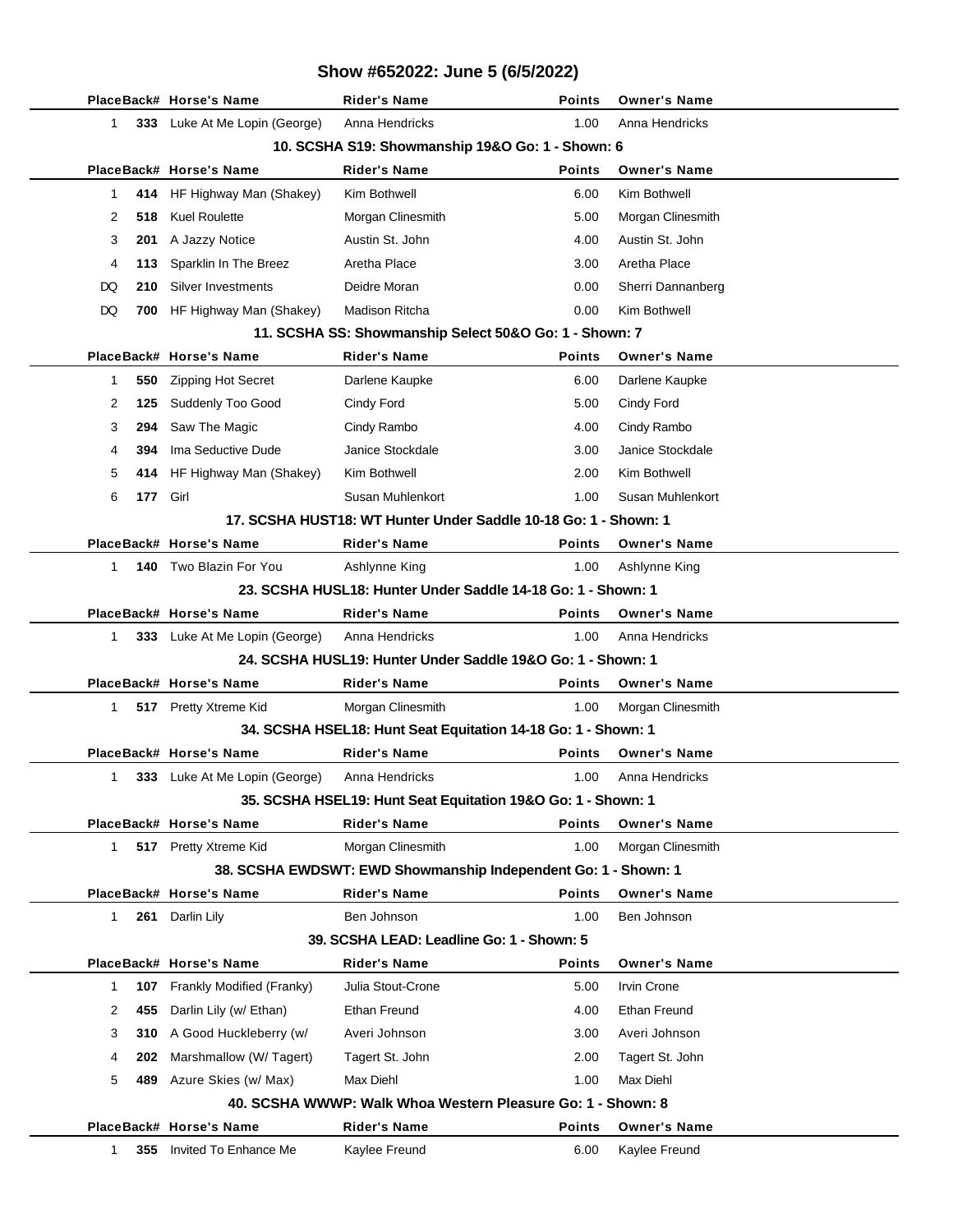## Show #652022: June 5 (6/5/2022)

| Place | Back# | Horse's Name | Rider's Name | Points | Owner's Name |
|---|---|---|---|---|---|
| 1 | 333 | Luke At Me Lopin (George) | Anna Hendricks | 1.00 | Anna Hendricks |

### 10. SCSHA S19: Showmanship 19&O Go: 1 - Shown: 6

| Place | Back# | Horse's Name | Rider's Name | Points | Owner's Name |
|---|---|---|---|---|---|
| 1 | 414 | HF Highway Man (Shakey) | Kim Bothwell | 6.00 | Kim Bothwell |
| 2 | 518 | Kuel Roulette | Morgan Clinesmith | 5.00 | Morgan Clinesmith |
| 3 | 201 | A Jazzy Notice | Austin St. John | 4.00 | Austin St. John |
| 4 | 113 | Sparklin In The Breez | Aretha Place | 3.00 | Aretha Place |
| DQ | 210 | Silver Investments | Deidre Moran | 0.00 | Sherri Dannanberg |
| DQ | 700 | HF Highway Man (Shakey) | Madison Ritcha | 0.00 | Kim Bothwell |

### 11. SCSHA SS: Showmanship Select 50&O Go: 1 - Shown: 7

| Place | Back# | Horse's Name | Rider's Name | Points | Owner's Name |
|---|---|---|---|---|---|
| 1 | 550 | Zipping Hot Secret | Darlene Kaupke | 6.00 | Darlene Kaupke |
| 2 | 125 | Suddenly Too Good | Cindy Ford | 5.00 | Cindy Ford |
| 3 | 294 | Saw The Magic | Cindy Rambo | 4.00 | Cindy Rambo |
| 4 | 394 | Ima Seductive Dude | Janice Stockdale | 3.00 | Janice Stockdale |
| 5 | 414 | HF Highway Man (Shakey) | Kim Bothwell | 2.00 | Kim Bothwell |
| 6 | 177 | Girl | Susan Muhlenkort | 1.00 | Susan Muhlenkort |

### 17. SCSHA HUST18: WT Hunter Under Saddle 10-18 Go: 1 - Shown: 1

| Place | Back# | Horse's Name | Rider's Name | Points | Owner's Name |
|---|---|---|---|---|---|
| 1 | 140 | Two Blazin For You | Ashlynne King | 1.00 | Ashlynne King |

### 23. SCSHA HUSL18: Hunter Under Saddle 14-18 Go: 1 - Shown: 1

| Place | Back# | Horse's Name | Rider's Name | Points | Owner's Name |
|---|---|---|---|---|---|
| 1 | 333 | Luke At Me Lopin (George) | Anna Hendricks | 1.00 | Anna Hendricks |

### 24. SCSHA HUSL19: Hunter Under Saddle 19&O Go: 1 - Shown: 1

| Place | Back# | Horse's Name | Rider's Name | Points | Owner's Name |
|---|---|---|---|---|---|
| 1 | 517 | Pretty Xtreme Kid | Morgan Clinesmith | 1.00 | Morgan Clinesmith |

### 34. SCSHA HSEL18: Hunt Seat Equitation 14-18 Go: 1 - Shown: 1

| Place | Back# | Horse's Name | Rider's Name | Points | Owner's Name |
|---|---|---|---|---|---|
| 1 | 333 | Luke At Me Lopin (George) | Anna Hendricks | 1.00 | Anna Hendricks |

### 35. SCSHA HSEL19: Hunt Seat Equitation 19&O Go: 1 - Shown: 1

| Place | Back# | Horse's Name | Rider's Name | Points | Owner's Name |
|---|---|---|---|---|---|
| 1 | 517 | Pretty Xtreme Kid | Morgan Clinesmith | 1.00 | Morgan Clinesmith |

### 38. SCSHA EWDSWT: EWD Showmanship Independent Go: 1 - Shown: 1

| Place | Back# | Horse's Name | Rider's Name | Points | Owner's Name |
|---|---|---|---|---|---|
| 1 | 261 | Darlin Lily | Ben Johnson | 1.00 | Ben Johnson |

### 39. SCSHA LEAD: Leadline Go: 1 - Shown: 5

| Place | Back# | Horse's Name | Rider's Name | Points | Owner's Name |
|---|---|---|---|---|---|
| 1 | 107 | Frankly Modified (Franky) | Julia Stout-Crone | 5.00 | Irvin Crone |
| 2 | 455 | Darlin Lily (w/ Ethan) | Ethan Freund | 4.00 | Ethan Freund |
| 3 | 310 | A Good Huckleberry (w/ | Averi Johnson | 3.00 | Averi Johnson |
| 4 | 202 | Marshmallow (W/ Tagert) | Tagert St. John | 2.00 | Tagert St. John |
| 5 | 489 | Azure Skies (w/ Max) | Max Diehl | 1.00 | Max Diehl |

### 40. SCSHA WWWP: Walk Whoa Western Pleasure Go: 1 - Shown: 8

| Place | Back# | Horse's Name | Rider's Name | Points | Owner's Name |
|---|---|---|---|---|---|
| 1 | 355 | Invited To Enhance Me | Kaylee Freund | 6.00 | Kaylee Freund |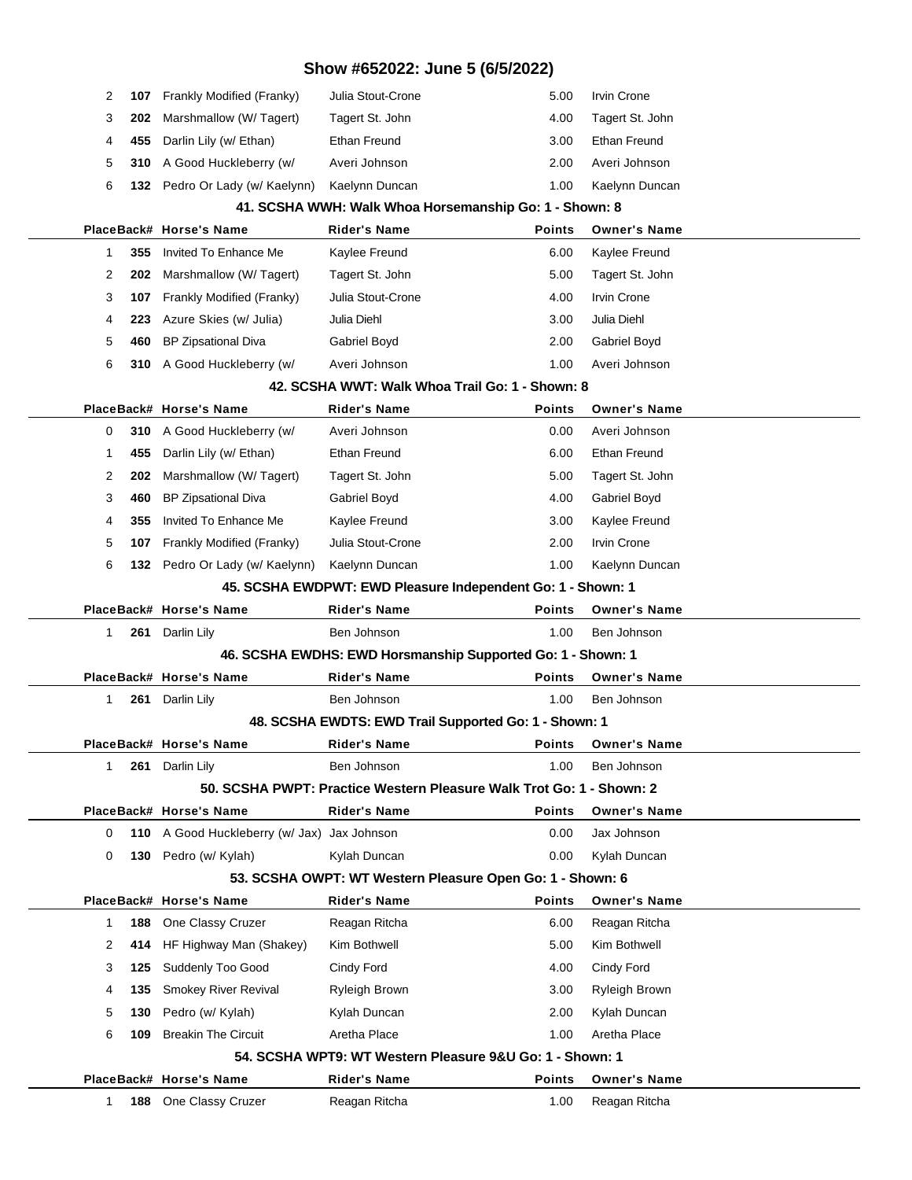# Show #652022: June 5 (6/5/2022)

| Place | Back# | Horse's Name | Rider's Name | Points | Owner's Name |
|---|---|---|---|---|---|
| 2 | **107** | Frankly Modified (Franky) | Julia Stout-Crone | 5.00 | Irvin Crone |
| 3 | **202** | Marshmallow (W/ Tagert) | Tagert St. John | 4.00 | Tagert St. John |
| 4 | **455** | Darlin Lily (w/ Ethan) | Ethan Freund | 3.00 | Ethan Freund |
| 5 | **310** | A Good Huckleberry (w/ | Averi Johnson | 2.00 | Averi Johnson |
| 6 | **132** | Pedro Or Lady (w/ Kaelynn) | Kaelynn Duncan | 1.00 | Kaelynn Duncan |

### 41. SCSHA WWH: Walk Whoa Horsemanship Go: 1 - Shown: 8

| Place | Back# | Horse's Name | Rider's Name | Points | Owner's Name |
|---|---|---|---|---|---|
| 1 | **355** | Invited To Enhance Me | Kaylee Freund | 6.00 | Kaylee Freund |
| 2 | **202** | Marshmallow (W/ Tagert) | Tagert St. John | 5.00 | Tagert St. John |
| 3 | **107** | Frankly Modified (Franky) | Julia Stout-Crone | 4.00 | Irvin Crone |
| 4 | **223** | Azure Skies (w/ Julia) | Julia Diehl | 3.00 | Julia Diehl |
| 5 | **460** | BP Zipsational Diva | Gabriel Boyd | 2.00 | Gabriel Boyd |
| 6 | **310** | A Good Huckleberry (w/ | Averi Johnson | 1.00 | Averi Johnson |

### 42. SCSHA WWT: Walk Whoa Trail Go: 1 - Shown: 8

| Place | Back# | Horse's Name | Rider's Name | Points | Owner's Name |
|---|---|---|---|---|---|
| 0 | **310** | A Good Huckleberry (w/ | Averi Johnson | 0.00 | Averi Johnson |
| 1 | **455** | Darlin Lily (w/ Ethan) | Ethan Freund | 6.00 | Ethan Freund |
| 2 | **202** | Marshmallow (W/ Tagert) | Tagert St. John | 5.00 | Tagert St. John |
| 3 | **460** | BP Zipsational Diva | Gabriel Boyd | 4.00 | Gabriel Boyd |
| 4 | **355** | Invited To Enhance Me | Kaylee Freund | 3.00 | Kaylee Freund |
| 5 | **107** | Frankly Modified (Franky) | Julia Stout-Crone | 2.00 | Irvin Crone |
| 6 | **132** | Pedro Or Lady (w/ Kaelynn) | Kaelynn Duncan | 1.00 | Kaelynn Duncan |

### 45. SCSHA EWDPWT: EWD Pleasure Independent Go: 1 - Shown: 1

| Place | Back# | Horse's Name | Rider's Name | Points | Owner's Name |
|---|---|---|---|---|---|
| 1 | **261** | Darlin Lily | Ben Johnson | 1.00 | Ben Johnson |

### 46. SCSHA EWDHS: EWD Horsmanship Supported Go: 1 - Shown: 1

| Place | Back# | Horse's Name | Rider's Name | Points | Owner's Name |
|---|---|---|---|---|---|
| 1 | **261** | Darlin Lily | Ben Johnson | 1.00 | Ben Johnson |

### 48. SCSHA EWDTS: EWD Trail Supported Go: 1 - Shown: 1

| Place | Back# | Horse's Name | Rider's Name | Points | Owner's Name |
|---|---|---|---|---|---|
| 1 | **261** | Darlin Lily | Ben Johnson | 1.00 | Ben Johnson |

### 50. SCSHA PWPT: Practice Western Pleasure Walk Trot Go: 1 - Shown: 2

| Place | Back# | Horse's Name | Rider's Name | Points | Owner's Name |
|---|---|---|---|---|---|
| 0 | **110** | A Good Huckleberry (w/ Jax) | Jax Johnson | 0.00 | Jax Johnson |
| 0 | **130** | Pedro (w/ Kylah) | Kylah Duncan | 0.00 | Kylah Duncan |

### 53. SCSHA OWPT: WT Western Pleasure Open Go: 1 - Shown: 6

| Place | Back# | Horse's Name | Rider's Name | Points | Owner's Name |
|---|---|---|---|---|---|
| 1 | **188** | One Classy Cruzer | Reagan Ritcha | 6.00 | Reagan Ritcha |
| 2 | **414** | HF Highway Man (Shakey) | Kim Bothwell | 5.00 | Kim Bothwell |
| 3 | **125** | Suddenly Too Good | Cindy Ford | 4.00 | Cindy Ford |
| 4 | **135** | Smokey River Revival | Ryleigh Brown | 3.00 | Ryleigh Brown |
| 5 | **130** | Pedro (w/ Kylah) | Kylah Duncan | 2.00 | Kylah Duncan |
| 6 | **109** | Breakin The Circuit | Aretha Place | 1.00 | Aretha Place |

### 54. SCSHA WPT9: WT Western Pleasure 9&U Go: 1 - Shown: 1

| Place | Back# | Horse's Name | Rider's Name | Points | Owner's Name |
|---|---|---|---|---|---|
| 1 | **188** | One Classy Cruzer | Reagan Ritcha | 1.00 | Reagan Ritcha |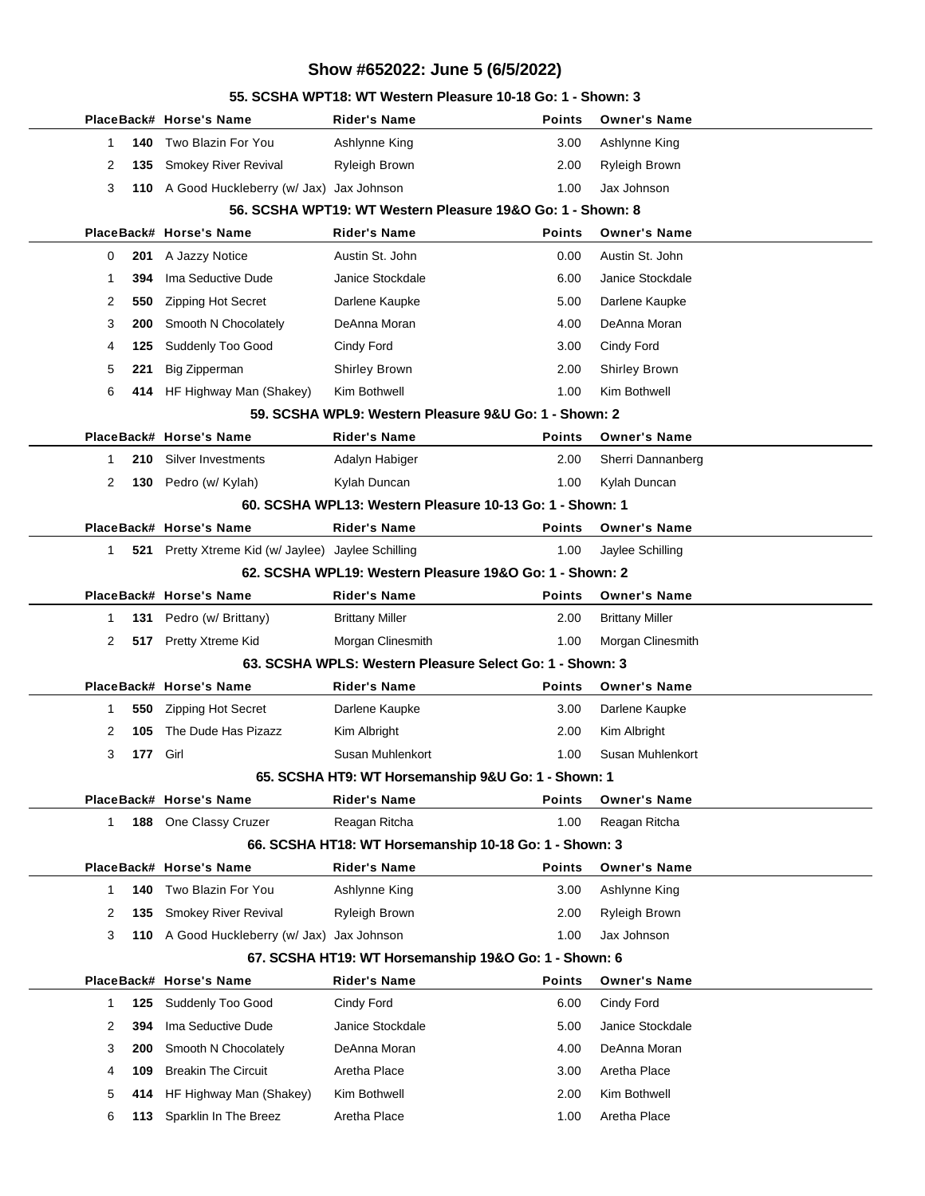# Show #652022: June 5 (6/5/2022)

### 55. SCSHA WPT18: WT Western Pleasure 10-18 Go: 1 - Shown: 3

| Place | Back# | Horse's Name | Rider's Name | Points | Owner's Name |
|---|---|---|---|---|---|
| 1 | 140 | Two Blazin For You | Ashlynne King | 3.00 | Ashlynne King |
| 2 | 135 | Smokey River Revival | Ryleigh Brown | 2.00 | Ryleigh Brown |
| 3 | 110 | A Good Huckleberry (w/ Jax) | Jax Johnson | 1.00 | Jax Johnson |

### 56. SCSHA WPT19: WT Western Pleasure 19&O Go: 1 - Shown: 8

| Place | Back# | Horse's Name | Rider's Name | Points | Owner's Name |
|---|---|---|---|---|---|
| 0 | 201 | A Jazzy Notice | Austin St. John | 0.00 | Austin St. John |
| 1 | 394 | Ima Seductive Dude | Janice Stockdale | 6.00 | Janice Stockdale |
| 2 | 550 | Zipping Hot Secret | Darlene Kaupke | 5.00 | Darlene Kaupke |
| 3 | 200 | Smooth N Chocolately | DeAnna Moran | 4.00 | DeAnna Moran |
| 4 | 125 | Suddenly Too Good | Cindy Ford | 3.00 | Cindy Ford |
| 5 | 221 | Big Zipperman | Shirley Brown | 2.00 | Shirley Brown |
| 6 | 414 | HF Highway Man (Shakey) | Kim Bothwell | 1.00 | Kim Bothwell |

### 59. SCSHA WPL9: Western Pleasure 9&U Go: 1 - Shown: 2

| Place | Back# | Horse's Name | Rider's Name | Points | Owner's Name |
|---|---|---|---|---|---|
| 1 | 210 | Silver Investments | Adalyn Habiger | 2.00 | Sherri Dannanberg |
| 2 | 130 | Pedro (w/ Kylah) | Kylah Duncan | 1.00 | Kylah Duncan |

### 60. SCSHA WPL13: Western Pleasure 10-13 Go: 1 - Shown: 1

| Place | Back# | Horse's Name | Rider's Name | Points | Owner's Name |
|---|---|---|---|---|---|
| 1 | 521 | Pretty Xtreme Kid (w/ Jaylee) | Jaylee Schilling | 1.00 | Jaylee Schilling |

### 62. SCSHA WPL19: Western Pleasure 19&O Go: 1 - Shown: 2

| Place | Back# | Horse's Name | Rider's Name | Points | Owner's Name |
|---|---|---|---|---|---|
| 1 | 131 | Pedro (w/ Brittany) | Brittany Miller | 2.00 | Brittany Miller |
| 2 | 517 | Pretty Xtreme Kid | Morgan Clinesmith | 1.00 | Morgan Clinesmith |

### 63. SCSHA WPLS: Western Pleasure Select Go: 1 - Shown: 3

| Place | Back# | Horse's Name | Rider's Name | Points | Owner's Name |
|---|---|---|---|---|---|
| 1 | 550 | Zipping Hot Secret | Darlene Kaupke | 3.00 | Darlene Kaupke |
| 2 | 105 | The Dude Has Pizazz | Kim Albright | 2.00 | Kim Albright |
| 3 | 177 | Girl | Susan Muhlenkort | 1.00 | Susan Muhlenkort |

### 65. SCSHA HT9: WT Horsemanship 9&U Go: 1 - Shown: 1

| Place | Back# | Horse's Name | Rider's Name | Points | Owner's Name |
|---|---|---|---|---|---|
| 1 | 188 | One Classy Cruzer | Reagan Ritcha | 1.00 | Reagan Ritcha |

### 66. SCSHA HT18: WT Horsemanship 10-18 Go: 1 - Shown: 3

| Place | Back# | Horse's Name | Rider's Name | Points | Owner's Name |
|---|---|---|---|---|---|
| 1 | 140 | Two Blazin For You | Ashlynne King | 3.00 | Ashlynne King |
| 2 | 135 | Smokey River Revival | Ryleigh Brown | 2.00 | Ryleigh Brown |
| 3 | 110 | A Good Huckleberry (w/ Jax) | Jax Johnson | 1.00 | Jax Johnson |

### 67. SCSHA HT19: WT Horsemanship 19&O Go: 1 - Shown: 6

| Place | Back# | Horse's Name | Rider's Name | Points | Owner's Name |
|---|---|---|---|---|---|
| 1 | 125 | Suddenly Too Good | Cindy Ford | 6.00 | Cindy Ford |
| 2 | 394 | Ima Seductive Dude | Janice Stockdale | 5.00 | Janice Stockdale |
| 3 | 200 | Smooth N Chocolately | DeAnna Moran | 4.00 | DeAnna Moran |
| 4 | 109 | Breakin The Circuit | Aretha Place | 3.00 | Aretha Place |
| 5 | 414 | HF Highway Man (Shakey) | Kim Bothwell | 2.00 | Kim Bothwell |
| 6 | 113 | Sparklin In The Breez | Aretha Place | 1.00 | Aretha Place |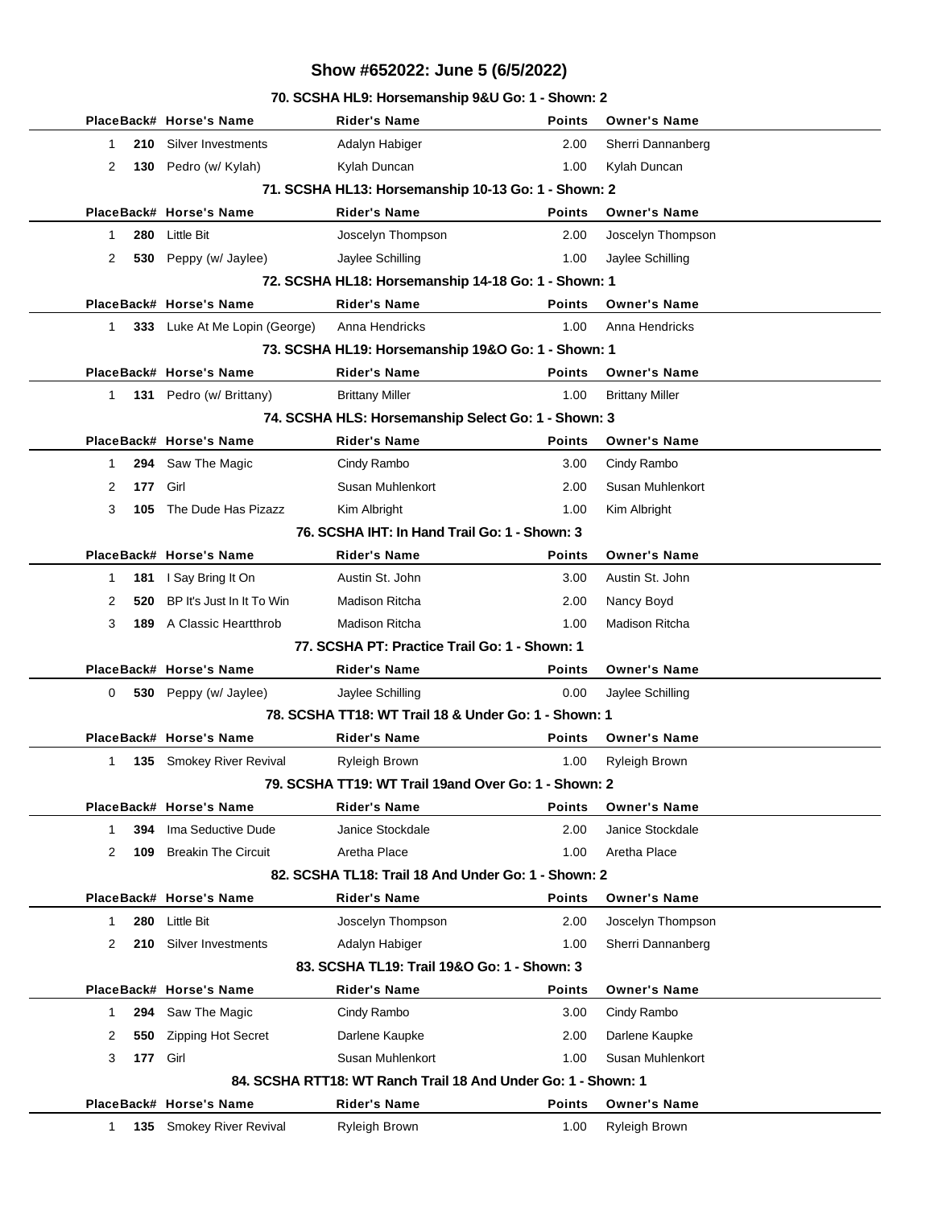# Show #652022: June 5 (6/5/2022)

### 70. SCSHA HL9: Horsemanship 9&U Go: 1 - Shown: 2

| Place | Back# | Horse's Name | Rider's Name | Points | Owner's Name |
|---|---|---|---|---|---|
| 1 | 210 | Silver Investments | Adalyn Habiger | 2.00 | Sherri Dannanberg |
| 2 | 130 | Pedro (w/ Kylah) | Kylah Duncan | 1.00 | Kylah Duncan |

### 71. SCSHA HL13: Horsemanship 10-13 Go: 1 - Shown: 2

| Place | Back# | Horse's Name | Rider's Name | Points | Owner's Name |
|---|---|---|---|---|---|
| 1 | 280 | Little Bit | Joscelyn Thompson | 2.00 | Joscelyn Thompson |
| 2 | 530 | Peppy (w/ Jaylee) | Jaylee Schilling | 1.00 | Jaylee Schilling |

### 72. SCSHA HL18: Horsemanship 14-18 Go: 1 - Shown: 1

| Place | Back# | Horse's Name | Rider's Name | Points | Owner's Name |
|---|---|---|---|---|---|
| 1 | 333 | Luke At Me Lopin (George) | Anna Hendricks | 1.00 | Anna Hendricks |

### 73. SCSHA HL19: Horsemanship 19&O Go: 1 - Shown: 1

| Place | Back# | Horse's Name | Rider's Name | Points | Owner's Name |
|---|---|---|---|---|---|
| 1 | 131 | Pedro (w/ Brittany) | Brittany Miller | 1.00 | Brittany Miller |

### 74. SCSHA HLS: Horsemanship Select Go: 1 - Shown: 3

| Place | Back# | Horse's Name | Rider's Name | Points | Owner's Name |
|---|---|---|---|---|---|
| 1 | 294 | Saw The Magic | Cindy Rambo | 3.00 | Cindy Rambo |
| 2 | 177 | Girl | Susan Muhlenkort | 2.00 | Susan Muhlenkort |
| 3 | 105 | The Dude Has Pizazz | Kim Albright | 1.00 | Kim Albright |

### 76. SCSHA IHT: In Hand Trail Go: 1 - Shown: 3

| Place | Back# | Horse's Name | Rider's Name | Points | Owner's Name |
|---|---|---|---|---|---|
| 1 | 181 | I Say Bring It On | Austin St. John | 3.00 | Austin St. John |
| 2 | 520 | BP It's Just In It To Win | Madison Ritcha | 2.00 | Nancy Boyd |
| 3 | 189 | A Classic Heartthrob | Madison Ritcha | 1.00 | Madison Ritcha |

### 77. SCSHA PT: Practice Trail Go: 1 - Shown: 1

| Place | Back# | Horse's Name | Rider's Name | Points | Owner's Name |
|---|---|---|---|---|---|
| 0 | 530 | Peppy (w/ Jaylee) | Jaylee Schilling | 0.00 | Jaylee Schilling |

### 78. SCSHA TT18: WT Trail 18 & Under Go: 1 - Shown: 1

| Place | Back# | Horse's Name | Rider's Name | Points | Owner's Name |
|---|---|---|---|---|---|
| 1 | 135 | Smokey River Revival | Ryleigh Brown | 1.00 | Ryleigh Brown |

### 79. SCSHA TT19: WT Trail 19and Over Go: 1 - Shown: 2

| Place | Back# | Horse's Name | Rider's Name | Points | Owner's Name |
|---|---|---|---|---|---|
| 1 | 394 | Ima Seductive Dude | Janice Stockdale | 2.00 | Janice Stockdale |
| 2 | 109 | Breakin The Circuit | Aretha Place | 1.00 | Aretha Place |

### 82. SCSHA TL18: Trail 18 And Under Go: 1 - Shown: 2

| Place | Back# | Horse's Name | Rider's Name | Points | Owner's Name |
|---|---|---|---|---|---|
| 1 | 280 | Little Bit | Joscelyn Thompson | 2.00 | Joscelyn Thompson |
| 2 | 210 | Silver Investments | Adalyn Habiger | 1.00 | Sherri Dannanberg |

### 83. SCSHA TL19: Trail 19&O Go: 1 - Shown: 3

| Place | Back# | Horse's Name | Rider's Name | Points | Owner's Name |
|---|---|---|---|---|---|
| 1 | 294 | Saw The Magic | Cindy Rambo | 3.00 | Cindy Rambo |
| 2 | 550 | Zipping Hot Secret | Darlene Kaupke | 2.00 | Darlene Kaupke |
| 3 | 177 | Girl | Susan Muhlenkort | 1.00 | Susan Muhlenkort |

### 84. SCSHA RTT18: WT Ranch Trail 18 And Under Go: 1 - Shown: 1

| Place | Back# | Horse's Name | Rider's Name | Points | Owner's Name |
|---|---|---|---|---|---|
| 1 | 135 | Smokey River Revival | Ryleigh Brown | 1.00 | Ryleigh Brown |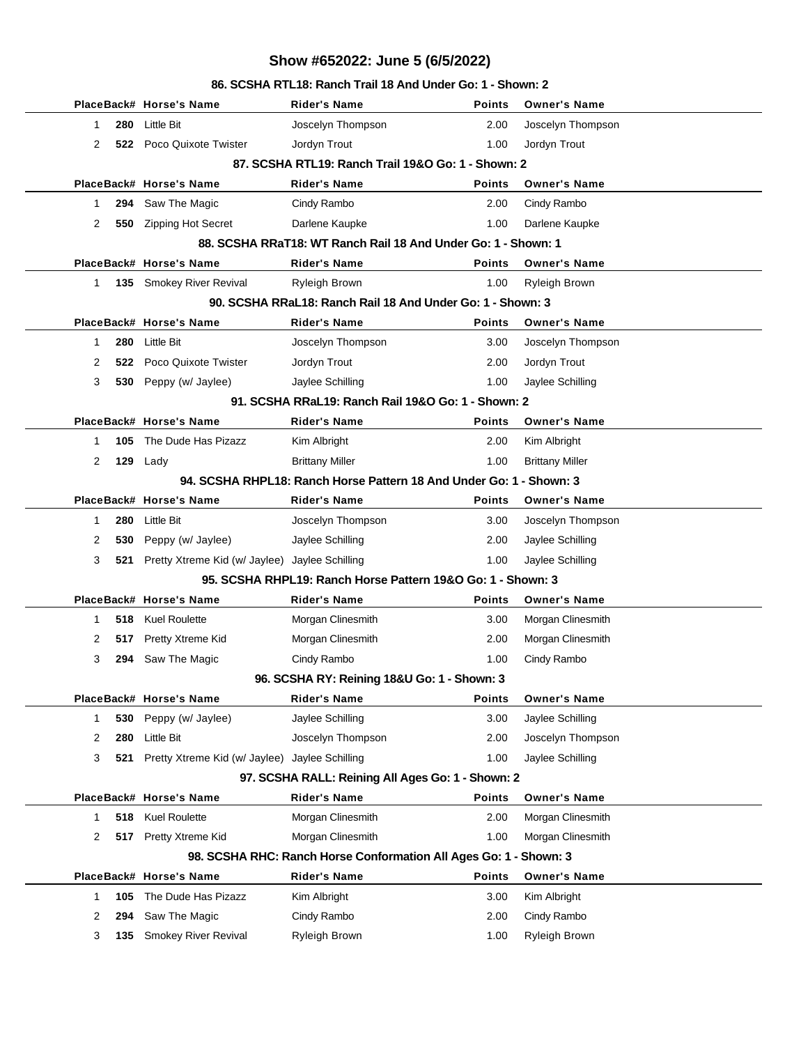# Show #652022: June 5 (6/5/2022)

### 86. SCSHA RTL18: Ranch Trail 18 And Under Go: 1 - Shown: 2

| Place | Back# | Horse's Name | Rider's Name | Points | Owner's Name |
|---|---|---|---|---|---|
| 1 | 280 | Little Bit | Joscelyn Thompson | 2.00 | Joscelyn Thompson |
| 2 | 522 | Poco Quixote Twister | Jordyn Trout | 1.00 | Jordyn Trout |

### 87. SCSHA RTL19: Ranch Trail 19&O Go: 1 - Shown: 2

| Place | Back# | Horse's Name | Rider's Name | Points | Owner's Name |
|---|---|---|---|---|---|
| 1 | 294 | Saw The Magic | Cindy Rambo | 2.00 | Cindy Rambo |
| 2 | 550 | Zipping Hot Secret | Darlene Kaupke | 1.00 | Darlene Kaupke |

### 88. SCSHA RRaT18: WT Ranch Rail 18 And Under Go: 1 - Shown: 1

| Place | Back# | Horse's Name | Rider's Name | Points | Owner's Name |
|---|---|---|---|---|---|
| 1 | 135 | Smokey River Revival | Ryleigh Brown | 1.00 | Ryleigh Brown |

### 90. SCSHA RRaL18: Ranch Rail 18 And Under Go: 1 - Shown: 3

| Place | Back# | Horse's Name | Rider's Name | Points | Owner's Name |
|---|---|---|---|---|---|
| 1 | 280 | Little Bit | Joscelyn Thompson | 3.00 | Joscelyn Thompson |
| 2 | 522 | Poco Quixote Twister | Jordyn Trout | 2.00 | Jordyn Trout |
| 3 | 530 | Peppy (w/ Jaylee) | Jaylee Schilling | 1.00 | Jaylee Schilling |

### 91. SCSHA RRaL19: Ranch Rail 19&O Go: 1 - Shown: 2

| Place | Back# | Horse's Name | Rider's Name | Points | Owner's Name |
|---|---|---|---|---|---|
| 1 | 105 | The Dude Has Pizazz | Kim Albright | 2.00 | Kim Albright |
| 2 | 129 | Lady | Brittany Miller | 1.00 | Brittany Miller |

### 94. SCSHA RHPL18: Ranch Horse Pattern 18 And Under Go: 1 - Shown: 3

| Place | Back# | Horse's Name | Rider's Name | Points | Owner's Name |
|---|---|---|---|---|---|
| 1 | 280 | Little Bit | Joscelyn Thompson | 3.00 | Joscelyn Thompson |
| 2 | 530 | Peppy (w/ Jaylee) | Jaylee Schilling | 2.00 | Jaylee Schilling |
| 3 | 521 | Pretty Xtreme Kid (w/ Jaylee) | Jaylee Schilling | 1.00 | Jaylee Schilling |

### 95. SCSHA RHPL19: Ranch Horse Pattern 19&O Go: 1 - Shown: 3

| Place | Back# | Horse's Name | Rider's Name | Points | Owner's Name |
|---|---|---|---|---|---|
| 1 | 518 | Kuel Roulette | Morgan Clinesmith | 3.00 | Morgan Clinesmith |
| 2 | 517 | Pretty Xtreme Kid | Morgan Clinesmith | 2.00 | Morgan Clinesmith |
| 3 | 294 | Saw The Magic | Cindy Rambo | 1.00 | Cindy Rambo |

### 96. SCSHA RY: Reining 18&U Go: 1 - Shown: 3

| Place | Back# | Horse's Name | Rider's Name | Points | Owner's Name |
|---|---|---|---|---|---|
| 1 | 530 | Peppy (w/ Jaylee) | Jaylee Schilling | 3.00 | Jaylee Schilling |
| 2 | 280 | Little Bit | Joscelyn Thompson | 2.00 | Joscelyn Thompson |
| 3 | 521 | Pretty Xtreme Kid (w/ Jaylee) | Jaylee Schilling | 1.00 | Jaylee Schilling |

### 97. SCSHA RALL: Reining All Ages Go: 1 - Shown: 2

| Place | Back# | Horse's Name | Rider's Name | Points | Owner's Name |
|---|---|---|---|---|---|
| 1 | 518 | Kuel Roulette | Morgan Clinesmith | 2.00 | Morgan Clinesmith |
| 2 | 517 | Pretty Xtreme Kid | Morgan Clinesmith | 1.00 | Morgan Clinesmith |

### 98. SCSHA RHC: Ranch Horse Conformation All Ages Go: 1 - Shown: 3

| Place | Back# | Horse's Name | Rider's Name | Points | Owner's Name |
|---|---|---|---|---|---|
| 1 | 105 | The Dude Has Pizazz | Kim Albright | 3.00 | Kim Albright |
| 2 | 294 | Saw The Magic | Cindy Rambo | 2.00 | Cindy Rambo |
| 3 | 135 | Smokey River Revival | Ryleigh Brown | 1.00 | Ryleigh Brown |